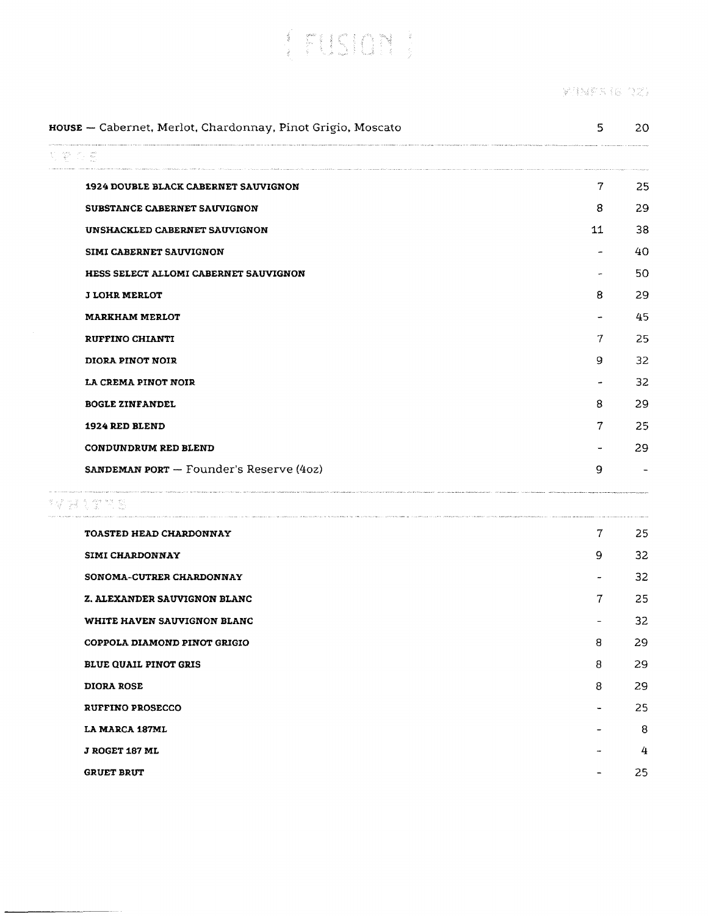# { FUSION }

WINES (6 OZ)

| | | |
|---|---|---|
| **HOUSE** — Cabernet, Merlot, Chardonnay, Pinot Grigio, Moscato | 5 | 20 |
| **REDS** | | |
| **1924 DOUBLE BLACK CABERNET SAUVIGNON** | 7 | 25 |
| **SUBSTANCE CABERNET SAUVIGNON** | 8 | 29 |
| **UNSHACKLED CABERNET SAUVIGNON** | 11 | 38 |
| **SIMI CABERNET SAUVIGNON** | - | 40 |
| **HESS SELECT ALLOMI CABERNET SAUVIGNON** | - | 50 |
| **J LOHR MERLOT** | 8 | 29 |
| **MARKHAM MERLOT** | - | 45 |
| **RUFFINO CHIANTI** | 7 | 25 |
| **DIORA PINOT NOIR** | 9 | 32 |
| **LA CREMA PINOT NOIR** | - | 32 |
| **BOGLE ZINFANDEL** | 8 | 29 |
| **1924 RED BLEND** | 7 | 25 |
| **CONDUNDRUM RED BLEND** | - | 29 |
| **SANDEMAN PORT** — Founder's Reserve (4oz) | 9 | - |
| **WHITES** | | |
| **TOASTED HEAD CHARDONNAY** | 7 | 25 |
| **SIMI CHARDONNAY** | 9 | 32 |
| **SONOMA-CUTRER CHARDONNAY** | - | 32 |
| **Z. ALEXANDER SAUVIGNON BLANC** | 7 | 25 |
| **WHITE HAVEN SAUVIGNON BLANC** | - | 32 |
| **COPPOLA DIAMOND PINOT GRIGIO** | 8 | 29 |
| **BLUE QUAIL PINOT GRIS** | 8 | 29 |
| **DIORA ROSE** | 8 | 29 |
| **RUFFINO PROSECCO** | - | 25 |
| **LA MARCA 187ML** | - | 8 |
| **J ROGET 187 ML** | - | 4 |
| **GRUET BRUT** | - | 25 |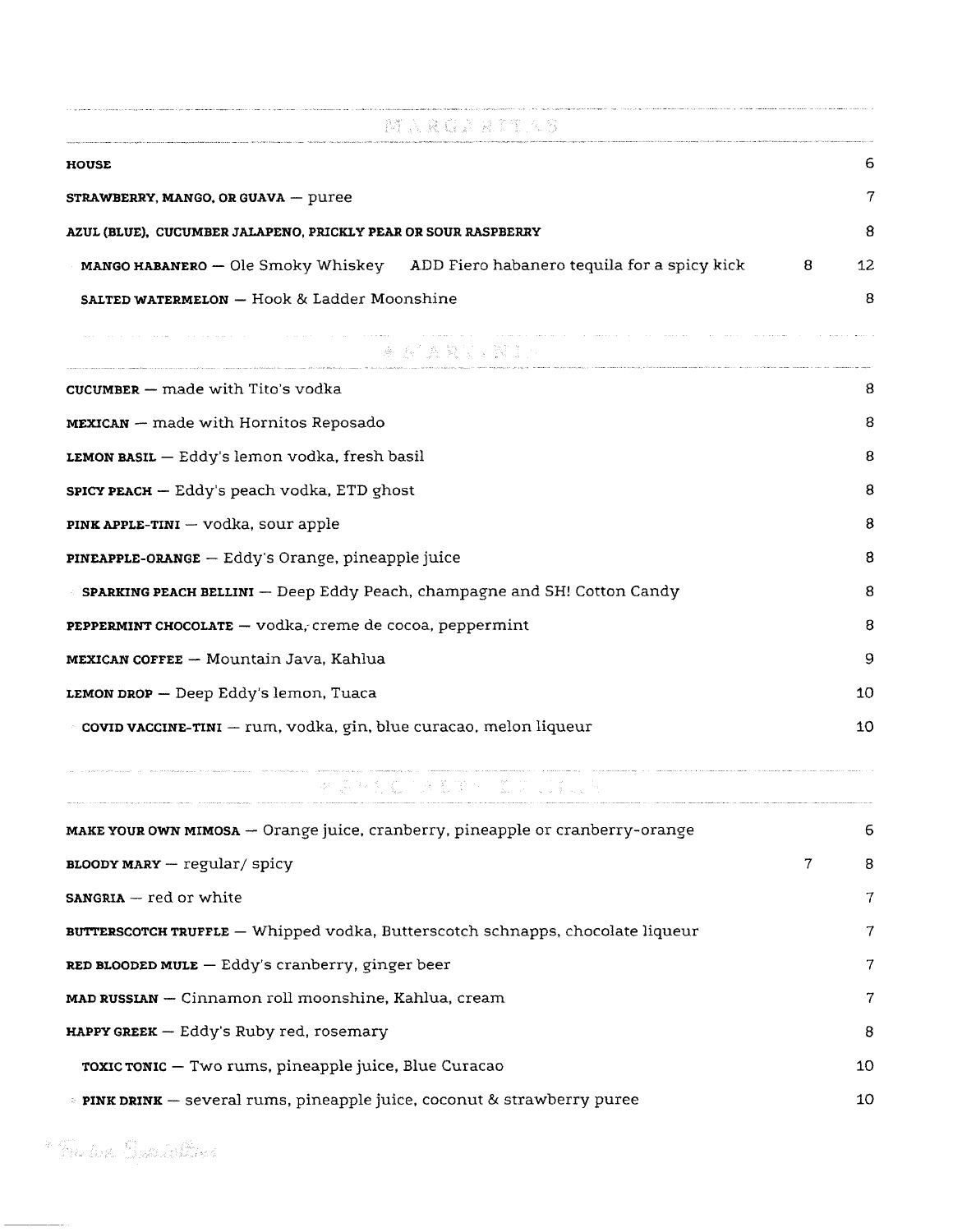## MARGARITAS

| | | |
|---|---|---|
| **HOUSE** | | 6 |
| **STRAWBERRY, MANGO, OR GUAVA** — puree | | 7 |
| **AZUL (BLUE), CUCUMBER JALAPENO, PRICKLY PEAR OR SOUR RASPBERRY** | | 8 |
| **MANGO HABANERO** — Ole Smoky Whiskey ADD Fiero habanero tequila for a spicy kick | 8 | 12 |
| **SALTED WATERMELON** — Hook & Ladder Moonshine | | 8 |

## MARTINIS

| | |
|---|---|
| **CUCUMBER** — made with Tito's vodka | 8 |
| **MEXICAN** — made with Hornitos Reposado | 8 |
| **LEMON BASIL** — Eddy's lemon vodka, fresh basil | 8 |
| **SPICY PEACH** — Eddy's peach vodka, ETD ghost | 8 |
| **PINK APPLE-TINI** — vodka, sour apple | 8 |
| **PINEAPPLE-ORANGE** — Eddy's Orange, pineapple juice | 8 |
| **SPARKING PEACH BELLINI** — Deep Eddy Peach, champagne and SH! Cotton Candy | 8 |
| **PEPPERMINT CHOCOLATE** — vodka, creme de cocoa, peppermint | 8 |
| **MEXICAN COFFEE** — Mountain Java, Kahlua | 9 |
| **LEMON DROP** — Deep Eddy's lemon, Tuaca | 10 |
| **COVID VACCINE-TINI** — rum, vodka, gin, blue curacao, melon liqueur | 10 |

## SPECIALTY DRINKS

| | | |
|---|---|---|
| **MAKE YOUR OWN MIMOSA** — Orange juice, cranberry, pineapple or cranberry-orange | | 6 |
| **BLOODY MARY** — regular/ spicy | 7 | 8 |
| **SANGRIA** — red or white | | 7 |
| **BUTTERSCOTCH TRUFFLE** — Whipped vodka, Butterscotch schnapps, chocolate liqueur | | 7 |
| **RED BLOODED MULE** — Eddy's cranberry, ginger beer | | 7 |
| **MAD RUSSIAN** — Cinnamon roll moonshine, Kahlua, cream | | 7 |
| **HAPPY GREEK** — Eddy's Ruby red, rosemary | | 8 |
| **TOXIC TONIC** — Two rums, pineapple juice, Blue Curacao | | 10 |
| **PINK DRINK** — several rums, pineapple juice, coconut & strawberry puree | | 10 |

* Tia Lou Specialties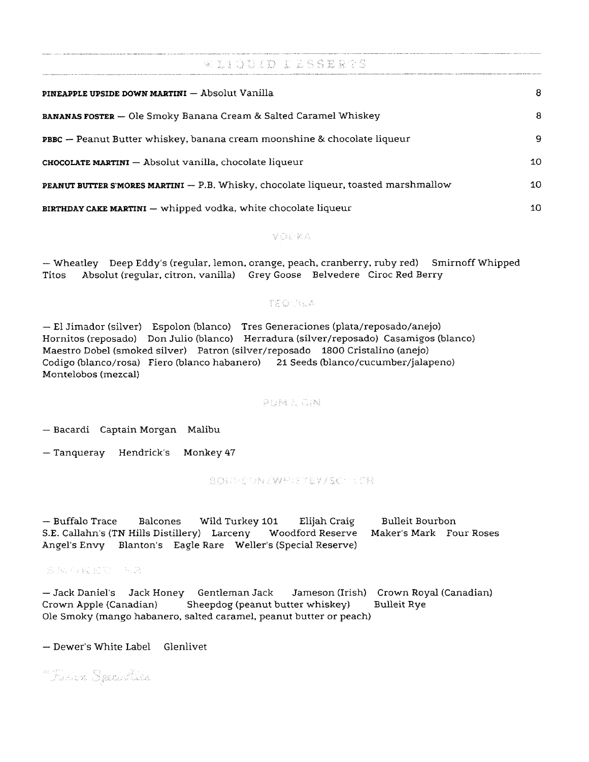## *LIQUID DESSERTS

| | |
|---|---|
| **PINEAPPLE UPSIDE DOWN MARTINI** — Absolut Vanilla | 8 |
| **BANANAS FOSTER** — Ole Smoky Banana Cream & Salted Caramel Whiskey | 8 |
| **PBBC** — Peanut Butter whiskey, banana cream moonshine & chocolate liqueur | 9 |
| **CHOCOLATE MARTINI** — Absolut vanilla, chocolate liqueur | 10 |
| **PEANUT BUTTER S'MORES MARTINI** — P.B. Whisky, chocolate liqueur, toasted marshmallow | 10 |
| **BIRTHDAY CAKE MARTINI** — whipped vodka, white chocolate liqueur | 10 |

### VODKA

— Wheatley   Deep Eddy's (regular, lemon, orange, peach, cranberry, ruby red)   Smirnoff Whipped
Titos   Absolut (regular, citron, vanilla)   Grey Goose   Belvedere   Ciroc Red Berry

### TEQUILA

— El Jimador (silver)   Espolon (blanco)   Tres Generaciones (plata/reposado/anejo)
Hornitos (reposado)   Don Julio (blanco)   Herradura (silver/reposado)   Casamigos (blanco)
Maestro Dobel (smoked silver)   Patron (silver/reposado   1800 Cristalino (anejo)
Codigo (blanco/rosa)   Fiero (blanco habanero)   21 Seeds (blanco/cucumber/jalapeno)
Montelobos (mezcal)

### RUM & GIN

— Bacardi   Captain Morgan   Malibu

— Tanqueray   Hendrick's   Monkey 47

### BOURBON/WHISKEY/SCOTCH

— Buffalo Trace   Balcones   Wild Turkey 101   Elijah Craig   Bulleit Bourbon
S.E. Callahn's (TN Hills Distillery)   Larceny   Woodford Reserve   Maker's Mark   Four Roses
Angel's Envy   Blanton's   Eagle Rare   Weller's (Special Reserve)

### SMOKED

— Jack Daniel's   Jack Honey   Gentleman Jack   Jameson (Irish)   Crown Royal (Canadian)
Crown Apple (Canadian)   Sheepdog (peanut butter whiskey)   Bulleit Rye
Ole Smoky (mango habanero, salted caramel, peanut butter or peach)

— Dewer's White Label   Glenlivet

*Fusion Specialties*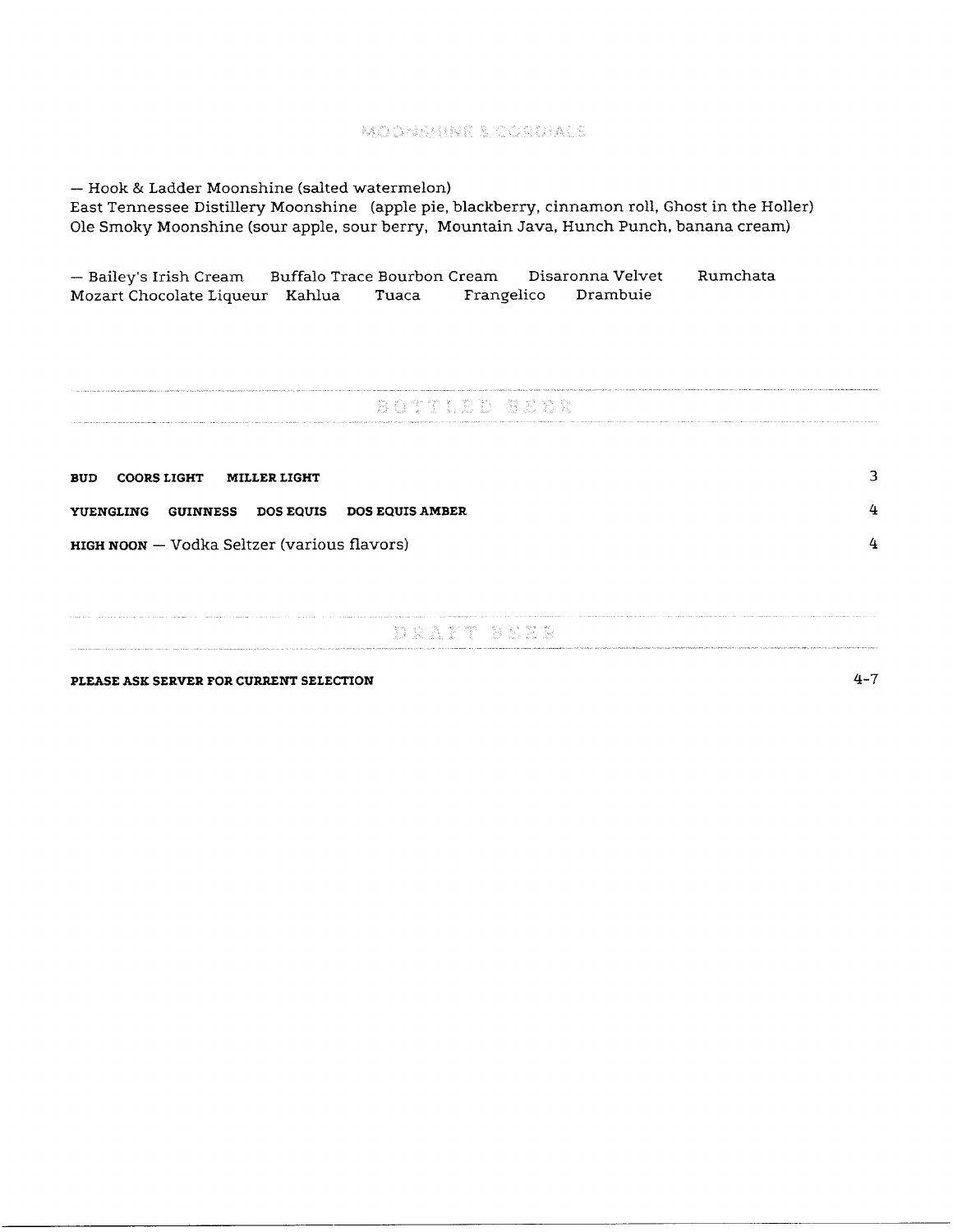## MOONSHINE & CORDIALS

— Hook & Ladder Moonshine (salted watermelon)
East Tennessee Distillery Moonshine (apple pie, blackberry, cinnamon roll, Ghost in the Holler)
Ole Smoky Moonshine (sour apple, sour berry, Mountain Java, Hunch Punch, banana cream)

— Bailey's Irish Cream  Buffalo Trace Bourbon Cream  Disaronna Velvet  Rumchata
Mozart Chocolate Liqueur  Kahlua  Tuaca  Frangelico  Drambuie

## BOTTLED BEER

**BUD  COORS LIGHT  MILLER LIGHT** 3

**YUENGLING  GUINNESS  DOS EQUIS  DOS EQUIS AMBER** 4

**HIGH NOON** — Vodka Seltzer (various flavors) 4

## DRAFT BEER

**PLEASE ASK SERVER FOR CURRENT SELECTION** 4-7